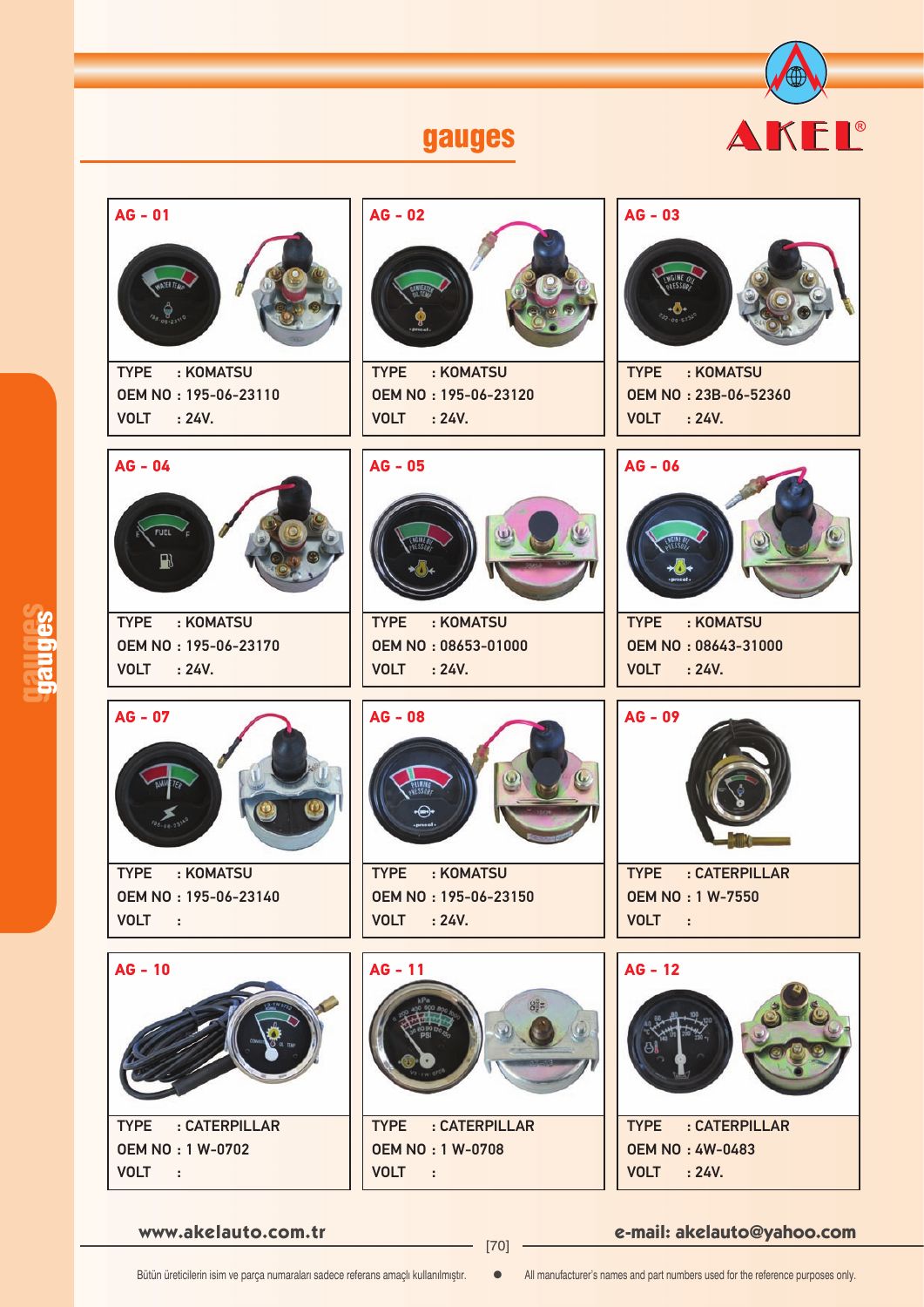# gauges

AKEL®

## AG - 01

TYPE : KOMATSU
OEM NO : 195-06-23110
VOLT : 24V.

## AG - 02

TYPE : KOMATSU
OEM NO : 195-06-23120
VOLT : 24V.

## AG - 03

TYPE : KOMATSU
OEM NO : 23B-06-52360
VOLT : 24V.

## AG - 04

TYPE : KOMATSU
OEM NO : 195-06-23170
VOLT : 24V.

## AG - 05

TYPE : KOMATSU
OEM NO : 08653-01000
VOLT : 24V.

## AG - 06

TYPE : KOMATSU
OEM NO : 08643-31000
VOLT : 24V.

## AG - 07

TYPE : KOMATSU
OEM NO : 195-06-23140
VOLT :

## AG - 08

TYPE : KOMATSU
OEM NO : 195-06-23150
VOLT : 24V.

## AG - 09

TYPE : CATERPILLAR
OEM NO : 1 W-7550
VOLT :

## AG - 10

TYPE : CATERPILLAR
OEM NO : 1 W-0702
VOLT :

## AG - 11

TYPE : CATERPILLAR
OEM NO : 1 W-0708
VOLT :

## AG - 12

TYPE : CATERPILLAR
OEM NO : 4W-0483
VOLT : 24V.

www.akelauto.com.tr

e-mail: akelauto@yahoo.com

Bütün üreticilerin isim ve parça numaraları sadece referans amaçlı kullanılmıştır. All manufacturer's names and part numbers used for the reference purposes only.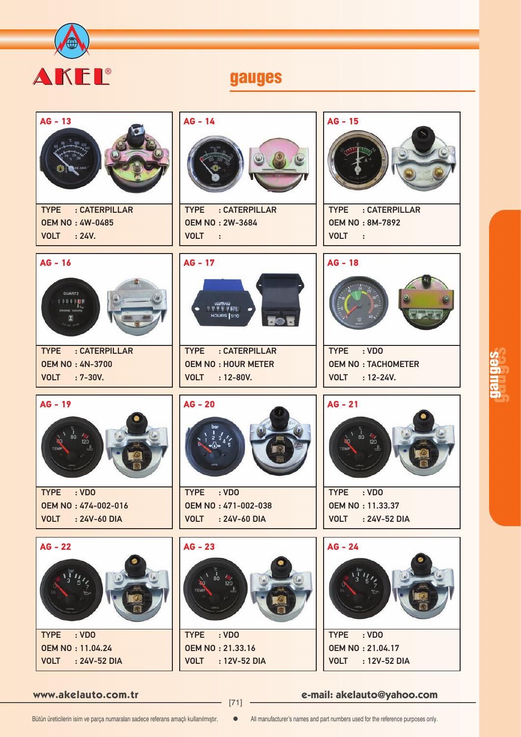# AKEL®

## gauges

### AG - 13

TYPE : CATERPILLAR
OEM NO : 4W-0485
VOLT : 24V.

### AG - 14

TYPE : CATERPILLAR
OEM NO : 2W-3684
VOLT :

### AG - 15

TYPE : CATERPILLAR
OEM NO : 8M-7892
VOLT :

### AG - 16

TYPE : CATERPILLAR
OEM NO : 4N-3700
VOLT : 7-30V.

### AG - 17

TYPE : CATERPILLAR
OEM NO : HOUR METER
VOLT : 12-80V.

### AG - 18

TYPE : VDO
OEM NO : TACHOMETER
VOLT : 12-24V.

### AG - 19

TYPE : VDO
OEM NO : 474-002-016
VOLT : 24V-60 DIA

### AG - 20

TYPE : VDO
OEM NO : 471-002-038
VOLT : 24V-60 DIA

### AG - 21

TYPE : VDO
OEM NO : 11.33.37
VOLT : 24V-52 DIA

### AG - 22

TYPE : VDO
OEM NO : 11.04.24
VOLT : 24V-52 DIA

### AG - 23

TYPE : VDO
OEM NO : 21.33.16
VOLT : 12V-52 DIA

### AG - 24

TYPE : VDO
OEM NO : 21.04.17
VOLT : 12V-52 DIA

www.akelauto.com.tr    e-mail: akelauto@yahoo.com

Bütün üreticilerin isim ve parça numaraları sadece referans amaçlı kullanılmıştır. ● All manufacturer's names and part numbers used for the reference purposes only.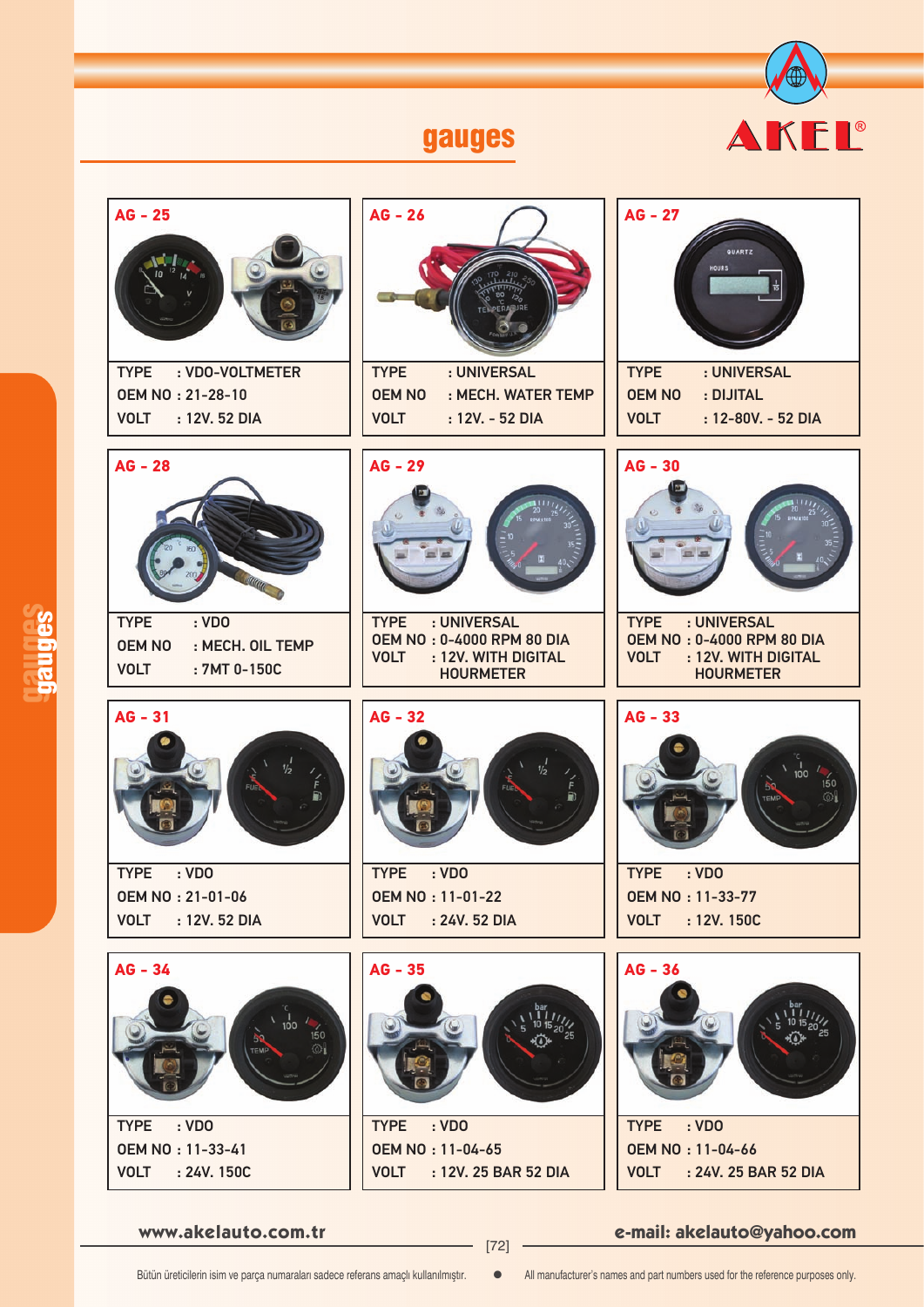# gauges

AKEL®

## AG - 25

TYPE : VDO-VOLTMETER
OEM NO : 21-28-10
VOLT : 12V. 52 DIA

## AG - 26

TYPE : UNIVERSAL
OEM NO : MECH. WATER TEMP
VOLT : 12V. - 52 DIA

## AG - 27

TYPE : UNIVERSAL
OEM NO : DIJITAL
VOLT : 12-80V. - 52 DIA

## AG - 28

TYPE : VDO
OEM NO : MECH. OIL TEMP
VOLT : 7MT 0-150C

## AG - 29

TYPE : UNIVERSAL
OEM NO : 0-4000 RPM 80 DIA
VOLT : 12V. WITH DIGITAL HOURMETER

## AG - 30

TYPE : UNIVERSAL
OEM NO : 0-4000 RPM 80 DIA
VOLT : 12V. WITH DIGITAL HOURMETER

## AG - 31

TYPE : VDO
OEM NO : 21-01-06
VOLT : 12V. 52 DIA

## AG - 32

TYPE : VDO
OEM NO : 11-01-22
VOLT : 24V. 52 DIA

## AG - 33

TYPE : VDO
OEM NO : 11-33-77
VOLT : 12V. 150C

## AG - 34

TYPE : VDO
OEM NO : 11-33-41
VOLT : 24V. 150C

## AG - 35

TYPE : VDO
OEM NO : 11-04-65
VOLT : 12V. 25 BAR 52 DIA

## AG - 36

TYPE : VDO
OEM NO : 11-04-66
VOLT : 24V. 25 BAR 52 DIA

www.akelauto.com.tr

e-mail: akelauto@yahoo.com

Bütün üreticilerin isim ve parça numaraları sadece referans amaçlı kullanılmıştır. • All manufacturer's names and part numbers used for the reference purposes only.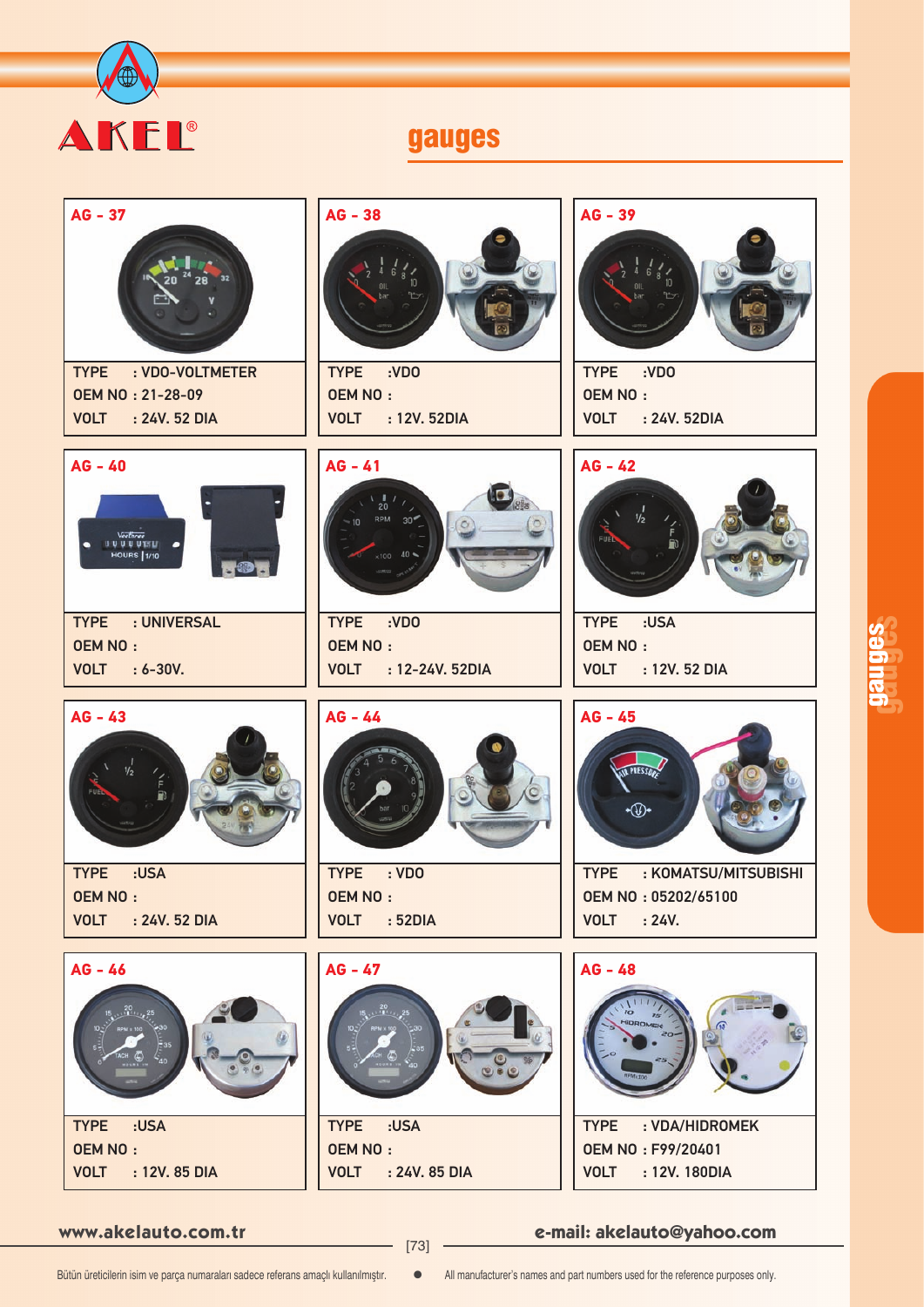# AKEL®

## gauges

### AG - 37

TYPE : VDO-VOLTMETER
OEM NO : 21-28-09
VOLT : 24V. 52 DIA

### AG - 38

TYPE :VDO
OEM NO :
VOLT : 12V. 52DIA

### AG - 39

TYPE :VDO
OEM NO :
VOLT : 24V. 52DIA

### AG - 40

TYPE : UNIVERSAL
OEM NO :
VOLT : 6-30V.

### AG - 41

TYPE :VDO
OEM NO :
VOLT : 12-24V. 52DIA

### AG - 42

TYPE :USA
OEM NO :
VOLT : 12V. 52 DIA

### AG - 43

TYPE :USA
OEM NO :
VOLT : 24V. 52 DIA

### AG - 44

TYPE : VDO
OEM NO :
VOLT : 52DIA

### AG - 45

TYPE : KOMATSU/MITSUBISHI
OEM NO : 05202/65100
VOLT : 24V.

### AG - 46

TYPE :USA
OEM NO :
VOLT : 12V. 85 DIA

### AG - 47

TYPE :USA
OEM NO :
VOLT : 24V. 85 DIA

### AG - 48

TYPE : VDA/HIDROMEK
OEM NO : F99/20401
VOLT : 12V. 180DIA

www.akelauto.com.tr

e-mail: akelauto@yahoo.com

Bütün üreticilerin isim ve parça numaraları sadece referans amaçlı kullanılmıştır. ● All manufacturer's names and part numbers used for the reference purposes only.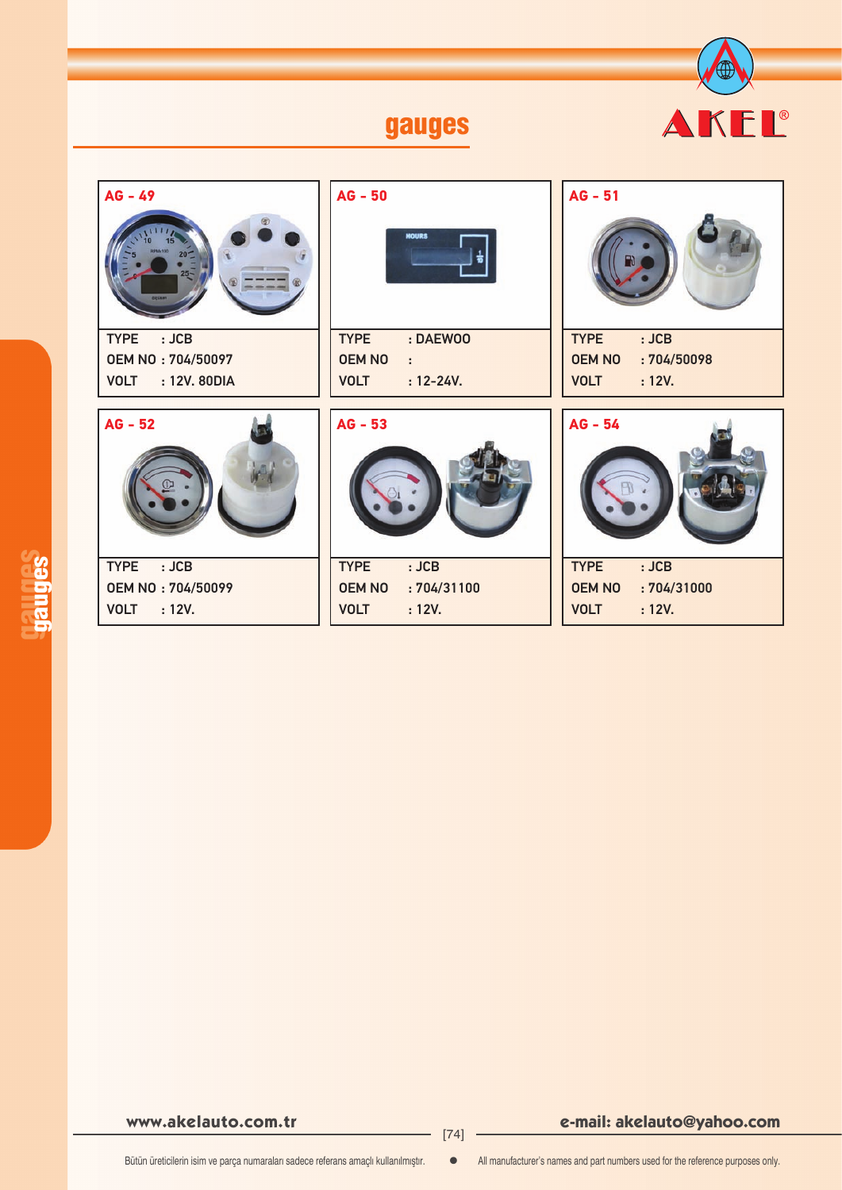# gauges

AKEL®

## AG - 49

TYPE : JCB
OEM NO : 704/50097
VOLT : 12V. 80DIA

## AG - 50

TYPE : DAEWOO
OEM NO :
VOLT : 12-24V.

## AG - 51

TYPE : JCB
OEM NO : 704/50098
VOLT : 12V.

## AG - 52

TYPE : JCB
OEM NO : 704/50099
VOLT : 12V.

## AG - 53

TYPE : JCB
OEM NO : 704/31100
VOLT : 12V.

## AG - 54

TYPE : JCB
OEM NO : 704/31000
VOLT : 12V.

www.akelauto.com.tr

e-mail: akelauto@yahoo.com

Bütün üreticilerin isim ve parça numaraları sadece referans amaçlı kullanılmıştır. • All manufacturer's names and part numbers used for the reference purposes only.